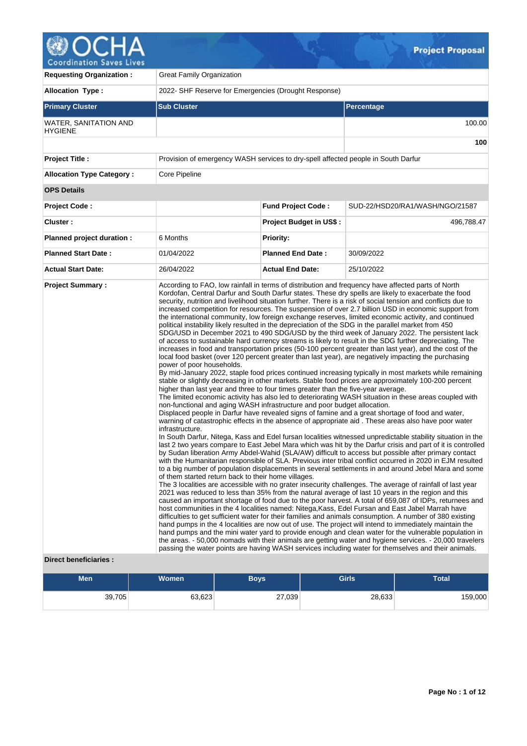# OCHA Coordination Saves Lives — Project Proposal

| | | | |
|---|---|---|---|
| **Requesting Organization :** | Great Family Organization | | |
| **Allocation Type :** | 2022- SHF Reserve for Emergencies (Drought Response) | | |

| **Primary Cluster** | **Sub Cluster** | **Percentage** |
|---|---|---|
| WATER, SANITATION AND HYGIENE | | 100.00 |
| | | **100** |

| | | | |
|---|---|---|---|
| **Project Title :** | Provision of emergency WASH services to dry-spell affected people in South Darfur | | |
| **Allocation Type Category :** | Core Pipeline | | |
| **OPS Details** | | | |
| **Project Code :** | | **Fund Project Code :** | SUD-22/HSD20/RA1/WASH/NGO/21587 |
| **Cluster :** | | **Project Budget in US$ :** | 496,788.47 |
| **Planned project duration :** | 6 Months | **Priority:** | |
| **Planned Start Date :** | 01/04/2022 | **Planned End Date :** | 30/09/2022 |
| **Actual Start Date:** | 26/04/2022 | **Actual End Date:** | 25/10/2022 |

**Project Summary :**

According to FAO, low rainfall in terms of distribution and frequency have affected parts of North Kordofan, Central Darfur and South Darfur states. These dry spells are likely to exacerbate the food security, nutrition and livelihood situation further. There is a risk of social tension and conflicts due to increased competition for resources. The suspension of over 2.7 billion USD in economic support from the international community, low foreign exchange reserves, limited economic activity, and continued political instability likely resulted in the depreciation of the SDG in the parallel market from 450 SDG/USD in December 2021 to 490 SDG/USD by the third week of January 2022. The persistent lack of access to sustainable hard currency streams is likely to result in the SDG further depreciating. The increases in food and transportation prices (50-100 percent greater than last year), and the cost of the local food basket (over 120 percent greater than last year), are negatively impacting the purchasing power of poor households.
By mid-January 2022, staple food prices continued increasing typically in most markets while remaining stable or slightly decreasing in other markets. Stable food prices are approximately 100-200 percent higher than last year and three to four times greater than the five-year average.
The limited economic activity has also led to deteriorating WASH situation in these areas coupled with non-functional and aging WASH infrastructure and poor budget allocation.
Displaced people in Darfur have revealed signs of famine and a great shortage of food and water, warning of catastrophic effects in the absence of appropriate aid . These areas also have poor water infrastructure.
In South Darfur, Nitega, Kass and Edel fursan localities witnessed unpredictable stability situation in the last 2 two years compare to East Jebel Mara which was hit by the Darfur crisis and part of it is controlled by Sudan liberation Army Abdel-Wahid (SLA/AW) difficult to access but possible after primary contact with the Humanitarian responsible of SLA. Previous inter tribal conflict occurred in 2020 in EJM resulted to a big number of population displacements in several settlements in and around Jebel Mara and some of them started return back to their home villages.
The 3 localities are accessible with no grater insecurity challenges. The average of rainfall of last year 2021 was reduced to less than 35% from the natural average of last 10 years in the region and this caused an important shortage of food due to the poor harvest. A total of 659,087 of IDPs, returnees and host communities in the 4 localities named: Nitega,Kass, Edel Fursan and East Jabel Marrah have difficulties to get sufficient water for their families and animals consumption. A number of 380 existing hand pumps in the 4 localities are now out of use. The project will intend to immediately maintain the hand pumps and the mini water yard to provide enough and clean water for the vulnerable population in the areas. - 50,000 nomads with their animals are getting water and hygiene services. - 20,000 travelers passing the water points are having WASH services including water for themselves and their animals.

**Direct beneficiaries :**

| Men | Women | Boys | Girls | Total |
|---|---|---|---|---|
| 39,705 | 63,623 | 27,039 | 28,633 | 159,000 |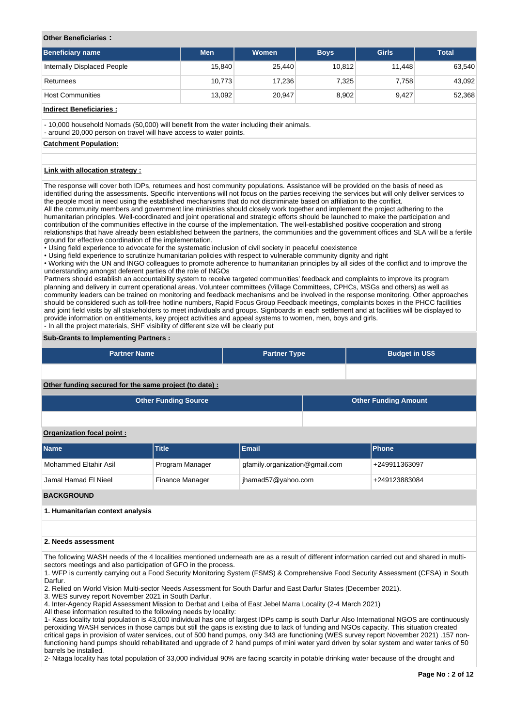**Other Beneficiaries :**

| Beneficiary name | Men | Women | Boys | Girls | Total |
|---|---|---|---|---|---|
| Internally Displaced People | 15,840 | 25,440 | 10,812 | 11,448 | 63,540 |
| Returnees | 10,773 | 17,236 | 7,325 | 7,758 | 43,092 |
| Host Communities | 13,092 | 20,947 | 8,902 | 9,427 | 52,368 |

**Indirect Beneficiaries :**

- 10,000 household Nomads (50,000) will benefit from the water including their animals.
- around 20,000 person on travel will have access to water points.

**Catchment Population:**

**Link with allocation strategy :**

The response will cover both IDPs, returnees and host community populations. Assistance will be provided on the basis of need as identified during the assessments. Specific interventions will not focus on the parties receiving the services but will only deliver services to the people most in need using the established mechanisms that do not discriminate based on affiliation to the conflict.
All the community members and government line ministries should closely work together and implement the project adhering to the humanitarian principles. Well-coordinated and joint operational and strategic efforts should be launched to make the participation and contribution of the communities effective in the course of the implementation. The well-established positive cooperation and strong relationships that have already been established between the partners, the communities and the government offices and SLA will be a fertile ground for effective coordination of the implementation.
• Using field experience to advocate for the systematic inclusion of civil society in peaceful coexistence
• Using field experience to scrutinize humanitarian policies with respect to vulnerable community dignity and right
• Working with the UN and INGO colleagues to promote adherence to humanitarian principles by all sides of the conflict and to improve the understanding amongst deferent parties of the role of INGOs
Partners should establish an accountability system to receive targeted communities' feedback and complaints to improve its program planning and delivery in current operational areas. Volunteer committees (Village Committees, CPHCs, MSGs and others) as well as community leaders can be trained on monitoring and feedback mechanisms and be involved in the response monitoring. Other approaches should be considered such as toll-free hotline numbers, Rapid Focus Group Feedback meetings, complaints boxes in the PHCC facilities and joint field visits by all stakeholders to meet individuals and groups. Signboards in each settlement and at facilities will be displayed to provide information on entitlements, key project activities and appeal systems to women, men, boys and girls.
- In all the project materials, SHF visibility of different size will be clearly put

**Sub-Grants to Implementing Partners :**

| Partner Name | Partner Type | Budget in US$ |
|---|---|---|
| | | |

**Other funding secured for the same project (to date) :**

| Other Funding Source | Other Funding Amount |
|---|---|
| | |

**Organization focal point :**

| Name | Title | Email | Phone |
|---|---|---|---|
| Mohammed Eltahir Asil | Program Manager | gfamily.organization@gmail.com | +249911363097 |
| Jamal Hamad El Nieel | Finance Manager | jhamad57@yahoo.com | +249123883084 |

## BACKGROUND

**1. Humanitarian context analysis**

**2. Needs assessment**

The following WASH needs of the 4 localities mentioned underneath are as a result of different information carried out and shared in multi-sectors meetings and also participation of GFO in the process.
1. WFP is currently carrying out a Food Security Monitoring System (FSMS) & Comprehensive Food Security Assessment (CFSA) in South Darfur.
2. Relied on World Vision Multi-sector Needs Assessment for South Darfur and East Darfur States (December 2021).
3. WES survey report November 2021 in South Darfur.
4. Inter-Agency Rapid Assessment Mission to Derbat and Leiba of East Jebel Marra Locality (2-4 March 2021)
All these information resulted to the following needs by locality:
1- Kass locality total population is 43,000 individual has one of largest IDPs camp is south Darfur Also International NGOS are continuously peroxiding WASH services in those camps but still the gaps is existing due to lack of funding and NGOs capacity. This situation created critical gaps in provision of water services, out of 500 hand pumps, only 343 are functioning (WES survey report November 2021) .157 non-functioning hand pumps should rehabilitated and upgrade of 2 hand pumps of mini water yard driven by solar system and water tanks of 50 barrels be installed.
2- Nitaga locality has total population of 33,000 individual 90% are facing scarcity in potable drinking water because of the drought and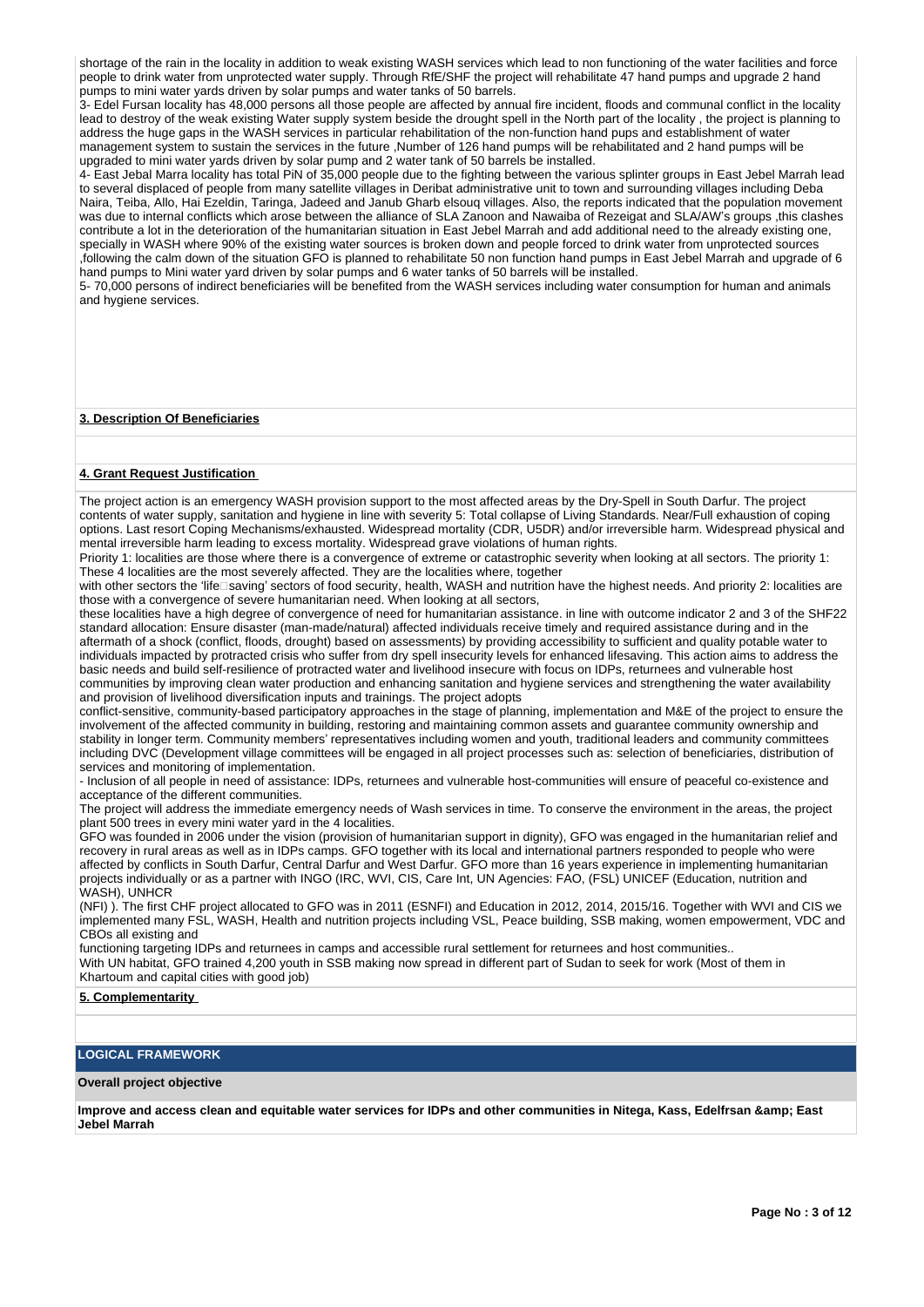shortage of the rain in the locality in addition to weak existing WASH services which lead to non functioning of the water facilities and force people to drink water from unprotected water supply. Through RfE/SHF the project will rehabilitate 47 hand pumps and upgrade 2 hand pumps to mini water yards driven by solar pumps and water tanks of 50 barrels.

3- Edel Fursan locality has 48,000 persons all those people are affected by annual fire incident, floods and communal conflict in the locality lead to destroy of the weak existing Water supply system beside the drought spell in the North part of the locality , the project is planning to address the huge gaps in the WASH services in particular rehabilitation of the non-function hand pups and establishment of water management system to sustain the services in the future ,Number of 126 hand pumps will be rehabilitated and 2 hand pumps will be upgraded to mini water yards driven by solar pump and 2 water tank of 50 barrels be installed.

4- East Jebal Marra locality has total PiN of 35,000 people due to the fighting between the various splinter groups in East Jebel Marrah lead to several displaced of people from many satellite villages in Deribat administrative unit to town and surrounding villages including Deba Naira, Teiba, Allo, Hai Ezeldin, Taringa, Jadeed and Janub Gharb elsouq villages. Also, the reports indicated that the population movement was due to internal conflicts which arose between the alliance of SLA Zanoon and Nawaiba of Rezeigat and SLA/AW's groups ,this clashes contribute a lot in the deterioration of the humanitarian situation in East Jebel Marrah and add additional need to the already existing one, specially in WASH where 90% of the existing water sources is broken down and people forced to drink water from unprotected sources ,following the calm down of the situation GFO is planned to rehabilitate 50 non function hand pumps in East Jebel Marrah and upgrade of 6 hand pumps to Mini water yard driven by solar pumps and 6 water tanks of 50 barrels will be installed.

5- 70,000 persons of indirect beneficiaries will be benefited from the WASH services including water consumption for human and animals and hygiene services.

**3. Description Of Beneficiaries**

**4. Grant Request Justification**

The project action is an emergency WASH provision support to the most affected areas by the Dry-Spell in South Darfur. The project contents of water supply, sanitation and hygiene in line with severity 5: Total collapse of Living Standards. Near/Full exhaustion of coping options. Last resort Coping Mechanisms/exhausted. Widespread mortality (CDR, U5DR) and/or irreversible harm. Widespread physical and mental irreversible harm leading to excess mortality. Widespread grave violations of human rights.

Priority 1: localities are those where there is a convergence of extreme or catastrophic severity when looking at all sectors. The priority 1: These 4 localities are the most severely affected. They are the localities where, together

with other sectors the 'life□saving' sectors of food security, health, WASH and nutrition have the highest needs. And priority 2: localities are those with a convergence of severe humanitarian need. When looking at all sectors,

these localities have a high degree of convergence of need for humanitarian assistance. in line with outcome indicator 2 and 3 of the SHF22 standard allocation: Ensure disaster (man-made/natural) affected individuals receive timely and required assistance during and in the aftermath of a shock (conflict, floods, drought) based on assessments) by providing accessibility to sufficient and quality potable water to individuals impacted by protracted crisis who suffer from dry spell insecurity levels for enhanced lifesaving. This action aims to address the basic needs and build self-resilience of protracted water and livelihood insecure with focus on IDPs, returnees and vulnerable host communities by improving clean water production and enhancing sanitation and hygiene services and strengthening the water availability and provision of livelihood diversification inputs and trainings. The project adopts

conflict-sensitive, community-based participatory approaches in the stage of planning, implementation and M&E of the project to ensure the involvement of the affected community in building, restoring and maintaining common assets and guarantee community ownership and stability in longer term. Community members' representatives including women and youth, traditional leaders and community committees including DVC (Development village committees will be engaged in all project processes such as: selection of beneficiaries, distribution of services and monitoring of implementation.

- Inclusion of all people in need of assistance: IDPs, returnees and vulnerable host-communities will ensure of peaceful co-existence and acceptance of the different communities.

The project will address the immediate emergency needs of Wash services in time. To conserve the environment in the areas, the project plant 500 trees in every mini water yard in the 4 localities.

GFO was founded in 2006 under the vision (provision of humanitarian support in dignity), GFO was engaged in the humanitarian relief and recovery in rural areas as well as in IDPs camps. GFO together with its local and international partners responded to people who were affected by conflicts in South Darfur, Central Darfur and West Darfur. GFO more than 16 years experience in implementing humanitarian projects individually or as a partner with INGO (IRC, WVI, CIS, Care Int, UN Agencies: FAO, (FSL) UNICEF (Education, nutrition and WASH), UNHCR

(NFI) ). The first CHF project allocated to GFO was in 2011 (ESNFI) and Education in 2012, 2014, 2015/16. Together with WVI and CIS we implemented many FSL, WASH, Health and nutrition projects including VSL, Peace building, SSB making, women empowerment, VDC and CBOs all existing and

functioning targeting IDPs and returnees in camps and accessible rural settlement for returnees and host communities..

With UN habitat, GFO trained 4,200 youth in SSB making now spread in different part of Sudan to seek for work (Most of them in Khartoum and capital cities with good job)

**5. Complementarity**

## LOGICAL FRAMEWORK

**Overall project objective**

**Improve and access clean and equitable water services for IDPs and other communities in Nitega, Kass, Edelfrsan &amp; East Jebel Marrah**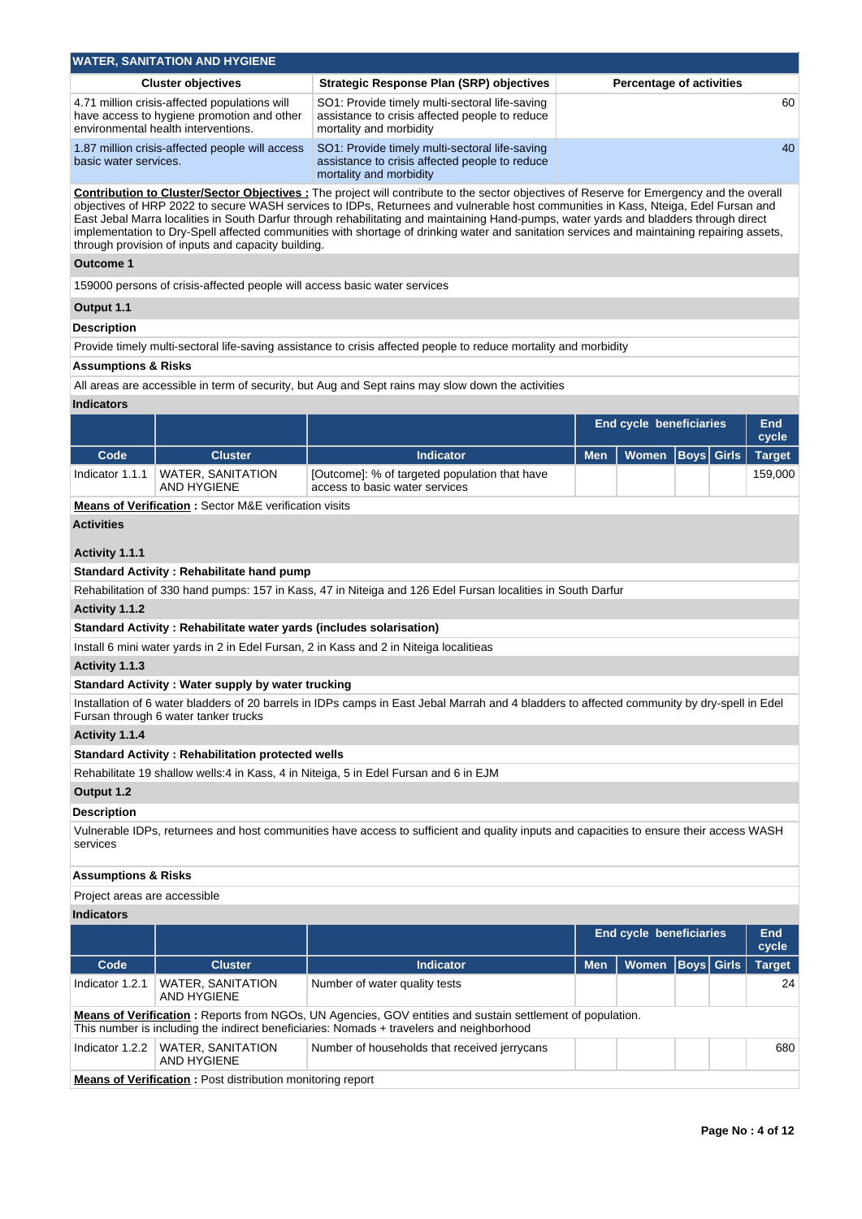## WATER, SANITATION AND HYGIENE

| Cluster objectives | Strategic Response Plan (SRP) objectives | Percentage of activities |
|---|---|---|
| 4.71 million crisis-affected populations will have access to hygiene promotion and other environmental health interventions. | SO1: Provide timely multi-sectoral life-saving assistance to crisis affected people to reduce mortality and morbidity | 60 |
| 1.87 million crisis-affected people will access basic water services. | SO1: Provide timely multi-sectoral life-saving assistance to crisis affected people to reduce mortality and morbidity | 40 |

**Contribution to Cluster/Sector Objectives :** The project will contribute to the sector objectives of Reserve for Emergency and the overall objectives of HRP 2022 to secure WASH services to IDPs, Returnees and vulnerable host communities in Kass, Nteiga, Edel Fursan and East Jebal Marra localities in South Darfur through rehabilitating and maintaining Hand-pumps, water yards and bladders through direct implementation to Dry-Spell affected communities with shortage of drinking water and sanitation services and maintaining repairing assets, through provision of inputs and capacity building.

**Outcome 1**

159000 persons of crisis-affected people will access basic water services

**Output 1.1**

**Description**

Provide timely multi-sectoral life-saving assistance to crisis affected people to reduce mortality and morbidity

**Assumptions & Risks**

All areas are accessible in term of security, but Aug and Sept rains may slow down the activities

**Indicators**

| | | | End cycle beneficiaries | | | | End cycle |
|---|---|---|---|---|---|---|---|
| Code | Cluster | Indicator | Men | Women | Boys | Girls | Target |
| Indicator 1.1.1 | WATER, SANITATION AND HYGIENE | [Outcome]: % of targeted population that have access to basic water services | | | | | 159,000 |

**Means of Verification :** Sector M&E verification visits

**Activities**

**Activity 1.1.1**

**Standard Activity : Rehabilitate hand pump**

Rehabilitation of 330 hand pumps: 157 in Kass, 47 in Niteiga and 126 Edel Fursan localities in South Darfur

**Activity 1.1.2**

**Standard Activity : Rehabilitate water yards (includes solarisation)**

Install 6 mini water yards in 2 in Edel Fursan, 2 in Kass and 2 in Niteiga localitieas

**Activity 1.1.3**

**Standard Activity : Water supply by water trucking**

Installation of 6 water bladders of 20 barrels in IDPs camps in East Jebal Marrah and 4 bladders to affected community by dry-spell in Edel Fursan through 6 water tanker trucks

**Activity 1.1.4**

**Standard Activity : Rehabilitation protected wells**

Rehabilitate 19 shallow wells:4 in Kass, 4 in Niteiga, 5 in Edel Fursan and 6 in EJM

**Output 1.2**

**Description**

Vulnerable IDPs, returnees and host communities have access to sufficient and quality inputs and capacities to ensure their access WASH services

**Assumptions & Risks**

Project areas are accessible

**Indicators**

| | | | End cycle beneficiaries | | | | End cycle |
|---|---|---|---|---|---|---|---|
| Code | Cluster | Indicator | Men | Women | Boys | Girls | Target |
| Indicator 1.2.1 | WATER, SANITATION AND HYGIENE | Number of water quality tests | | | | | 24 |
| **Means of Verification :** Reports from NGOs, UN Agencies, GOV entities and sustain settlement of population. This number is including the indirect beneficiaries: Nomads + travelers and neighborhood | | | | | | | |
| Indicator 1.2.2 | WATER, SANITATION AND HYGIENE | Number of households that received jerrycans | | | | | 680 |
| **Means of Verification :** Post distribution monitoring report | | | | | | | |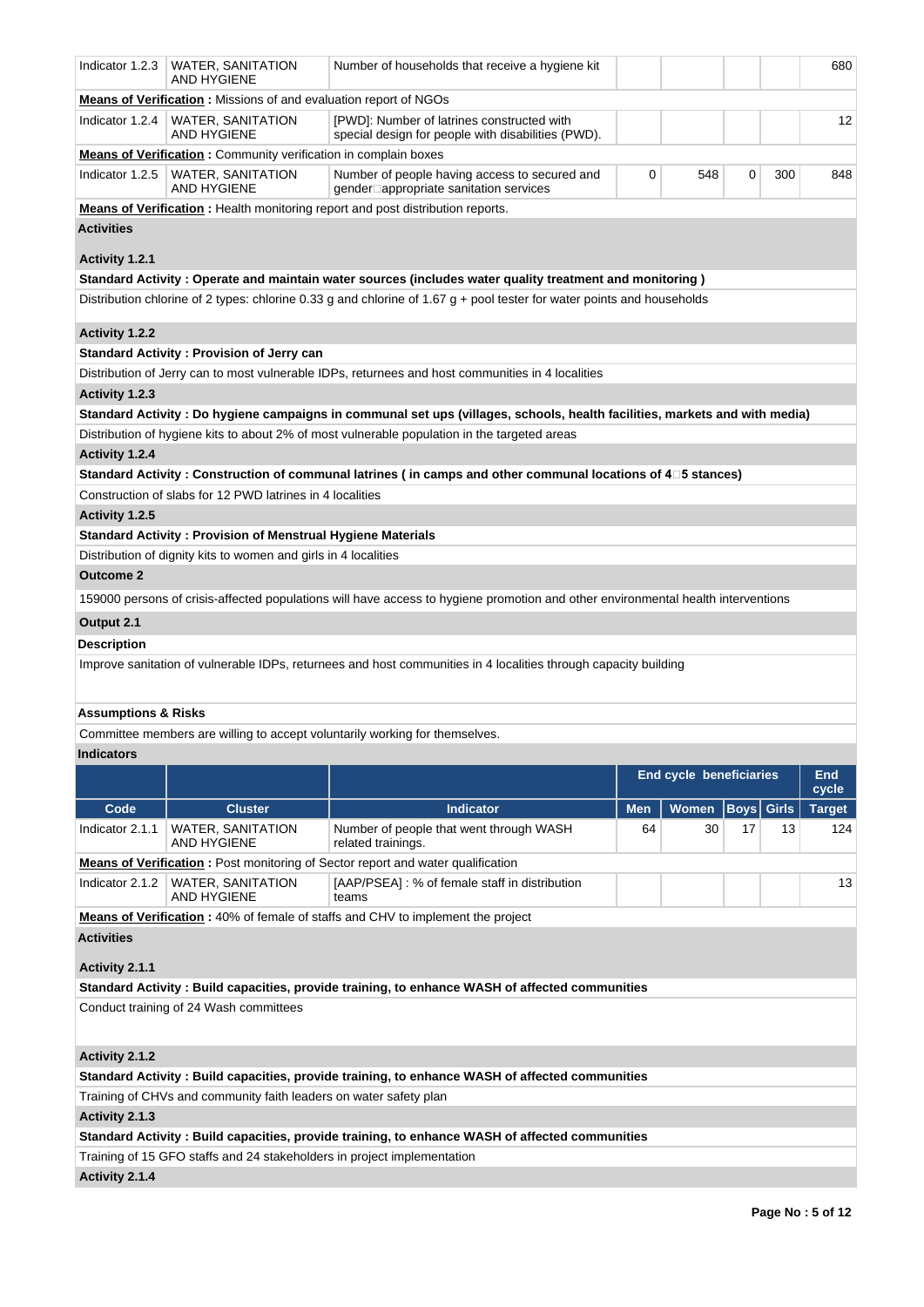| Indicator 1.2.3 | WATER, SANITATION AND HYGIENE | Number of households that receive a hygiene kit | | | | | 680 |
|---|---|---|---|---|---|---|---|

**Means of Verification :** Missions of and evaluation report of NGOs

| Indicator 1.2.4 | WATER, SANITATION AND HYGIENE | [PWD]: Number of latrines constructed with special design for people with disabilities (PWD). | | | | | 12 |
|---|---|---|---|---|---|---|---|

**Means of Verification :** Community verification in complain boxes

| Indicator 1.2.5 | WATER, SANITATION AND HYGIENE | Number of people having access to secured and gender appropriate sanitation services | 0 | 548 | 0 | 300 | 848 |
|---|---|---|---|---|---|---|---|

**Means of Verification :** Health monitoring report and post distribution reports.

**Activities**

**Activity 1.2.1**

**Standard Activity : Operate and maintain water sources (includes water quality treatment and monitoring )**

Distribution chlorine of 2 types: chlorine 0.33 g and chlorine of 1.67 g + pool tester for water points and households

**Activity 1.2.2**

**Standard Activity : Provision of Jerry can**

Distribution of Jerry can to most vulnerable IDPs, returnees and host communities in 4 localities

**Activity 1.2.3**

**Standard Activity : Do hygiene campaigns in communal set ups (villages, schools, health facilities, markets and with media)**

Distribution of hygiene kits to about 2% of most vulnerable population in the targeted areas

**Activity 1.2.4**

**Standard Activity : Construction of communal latrines ( in camps and other communal locations of 4-5 stances)**

Construction of slabs for 12 PWD latrines in 4 localities

**Activity 1.2.5**

**Standard Activity : Provision of Menstrual Hygiene Materials**

Distribution of dignity kits to women and girls in 4 localities

**Outcome 2**

159000 persons of crisis-affected populations will have access to hygiene promotion and other environmental health interventions

**Output 2.1**

**Description**

Improve sanitation of vulnerable IDPs, returnees and host communities in 4 localities through capacity building

**Assumptions & Risks**

Committee members are willing to accept voluntarily working for themselves.

**Indicators**

| | | | End cycle beneficiaries | | | | End cycle |
|---|---|---|---|---|---|---|---|
| **Code** | **Cluster** | **Indicator** | **Men** | **Women** | **Boys** | **Girls** | **Target** |
| Indicator 2.1.1 | WATER, SANITATION AND HYGIENE | Number of people that went through WASH related trainings. | 64 | 30 | 17 | 13 | 124 |

**Means of Verification :** Post monitoring of Sector report and water qualification

| Indicator 2.1.2 | WATER, SANITATION AND HYGIENE | [AAP/PSEA] : % of female staff in distribution teams | | | | | 13 |
|---|---|---|---|---|---|---|---|

**Means of Verification :** 40% of female of staffs and CHV to implement the project

**Activities**

**Activity 2.1.1**

**Standard Activity : Build capacities, provide training, to enhance WASH of affected communities**

Conduct training of 24 Wash committees

**Activity 2.1.2**

**Standard Activity : Build capacities, provide training, to enhance WASH of affected communities**

Training of CHVs and community faith leaders on water safety plan

**Activity 2.1.3**

**Standard Activity : Build capacities, provide training, to enhance WASH of affected communities**

Training of 15 GFO staffs and 24 stakeholders in project implementation

**Activity 2.1.4**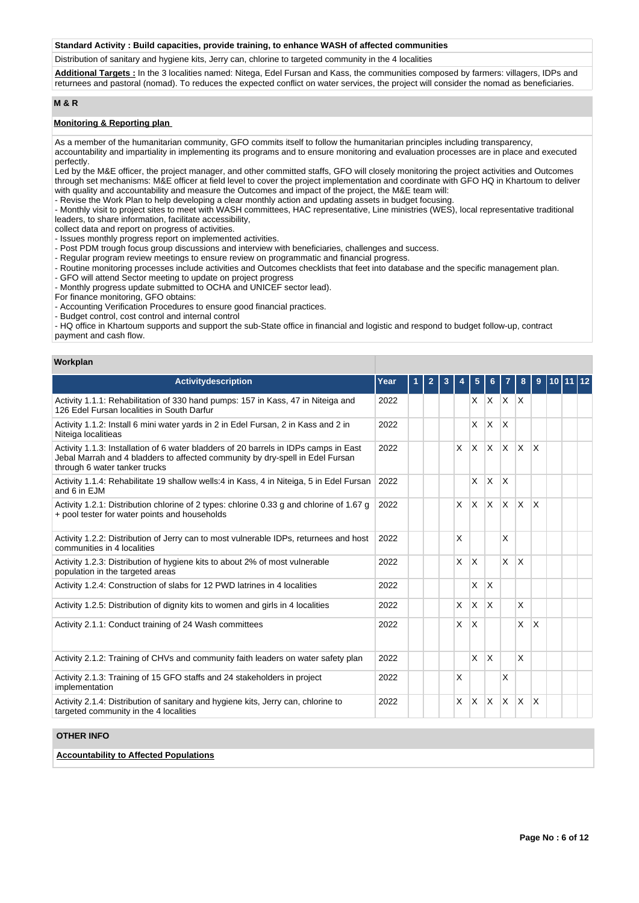**Standard Activity : Build capacities, provide training, to enhance WASH of affected communities**

Distribution of sanitary and hygiene kits, Jerry can, chlorine to targeted community in the 4 localities

**Additional Targets :** In the 3 localities named: Nitega, Edel Fursan and Kass, the communities composed by farmers: villagers, IDPs and returnees and pastoral (nomad). To reduces the expected conflict on water services, the project will consider the nomad as beneficiaries.

## M & R

**Monitoring & Reporting plan**

As a member of the humanitarian community, GFO commits itself to follow the humanitarian principles including transparency, accountability and impartiality in implementing its programs and to ensure monitoring and evaluation processes are in place and executed perfectly.

Led by the M&E officer, the project manager, and other committed staffs, GFO will closely monitoring the project activities and Outcomes through set mechanisms: M&E officer at field level to cover the project implementation and coordinate with GFO HQ in Khartoum to deliver with quality and accountability and measure the Outcomes and impact of the project, the M&E team will:

- Revise the Work Plan to help developing a clear monthly action and updating assets in budget focusing.
- Monthly visit to project sites to meet with WASH committees, HAC representative, Line ministries (WES), local representative traditional leaders, to share information, facilitate accessibility,

collect data and report on progress of activities.

- Issues monthly progress report on implemented activities.
- Post PDM trough focus group discussions and interview with beneficiaries, challenges and success.
- Regular program review meetings to ensure review on programmatic and financial progress.
- Routine monitoring processes include activities and Outcomes checklists that feet into database and the specific management plan.
- GFO will attend Sector meeting to update on project progress
- Monthly progress update submitted to OCHA and UNICEF sector lead).

For finance monitoring, GFO obtains:

- Accounting Verification Procedures to ensure good financial practices.
- Budget control, cost control and internal control
- HQ office in Khartoum supports and support the sub-State office in financial and logistic and respond to budget follow-up, contract payment and cash flow.

## Workplan

| Activitydescription | Year | 1 | 2 | 3 | 4 | 5 | 6 | 7 | 8 | 9 | 10 | 11 | 12 |
|---|---|---|---|---|---|---|---|---|---|---|---|---|---|
| Activity 1.1.1: Rehabilitation of 330 hand pumps: 157 in Kass, 47 in Niteiga and 126 Edel Fursan localities in South Darfur | 2022 | | | | | X | X | X | X | | | | |
| Activity 1.1.2: Install 6 mini water yards in 2 in Edel Fursan, 2 in Kass and 2 in Niteiga localitieas | 2022 | | | | | X | X | X | | | | | |
| Activity 1.1.3: Installation of 6 water bladders of 20 barrels in IDPs camps in East Jebal Marrah and 4 bladders to affected community by dry-spell in Edel Fursan through 6 water tanker trucks | 2022 | | | | X | X | X | X | X | X | | | |
| Activity 1.1.4: Rehabilitate 19 shallow wells:4 in Kass, 4 in Niteiga, 5 in Edel Fursan and 6 in EJM | 2022 | | | | | X | X | X | | | | | |
| Activity 1.2.1: Distribution chlorine of 2 types: chlorine 0.33 g and chlorine of 1.67 g + pool tester for water points and households | 2022 | | | | X | X | X | X | X | X | | | |
| Activity 1.2.2: Distribution of Jerry can to most vulnerable IDPs, returnees and host communities in 4 localities | 2022 | | | | X | | | X | | | | | |
| Activity 1.2.3: Distribution of hygiene kits to about 2% of most vulnerable population in the targeted areas | 2022 | | | | X | X | | X | X | | | | |
| Activity 1.2.4: Construction of slabs for 12 PWD latrines in 4 localities | 2022 | | | | | X | X | | | | | | |
| Activity 1.2.5: Distribution of dignity kits to women and girls in 4 localities | 2022 | | | | X | X | X | | X | | | | |
| Activity 2.1.1: Conduct training of 24 Wash committees | 2022 | | | | X | X | | | X | X | | | |
| Activity 2.1.2: Training of CHVs and community faith leaders on water safety plan | 2022 | | | | | X | X | | X | | | | |
| Activity 2.1.3: Training of 15 GFO staffs and 24 stakeholders in project implementation | 2022 | | | | X | | | X | | | | | |
| Activity 2.1.4: Distribution of sanitary and hygiene kits, Jerry can, chlorine to targeted community in the 4 localities | 2022 | | | | X | X | X | X | X | X | | | |

## OTHER INFO

**Accountability to Affected Populations**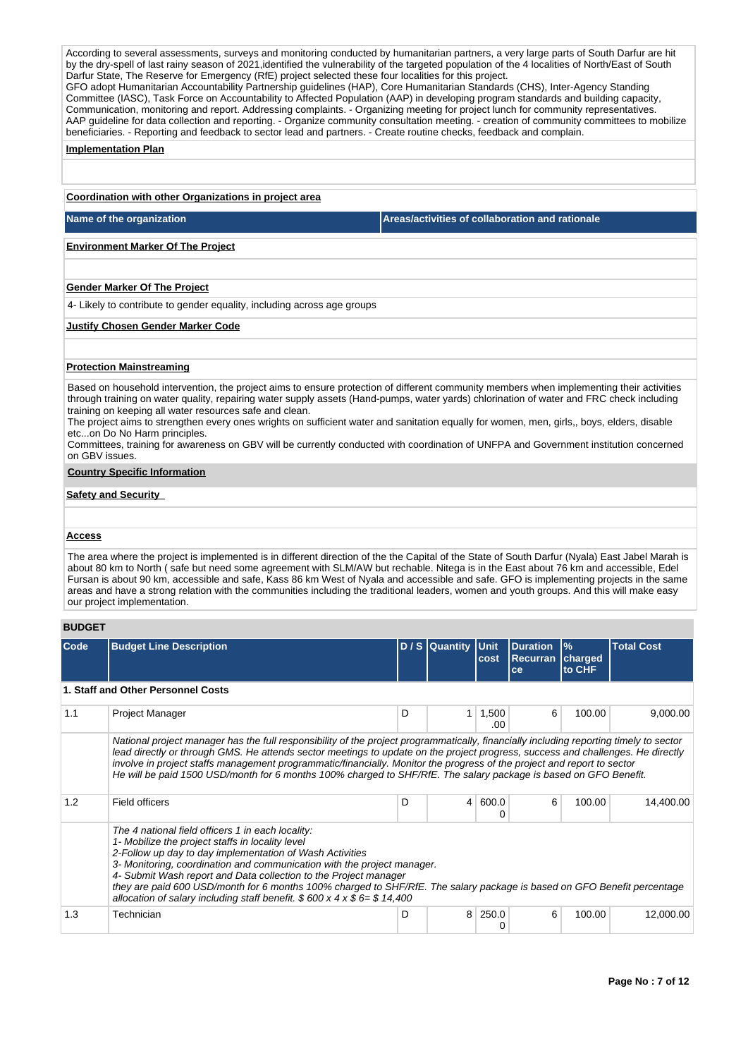According to several assessments, surveys and monitoring conducted by humanitarian partners, a very large parts of South Darfur are hit by the dry-spell of last rainy season of 2021,identified the vulnerability of the targeted population of the 4 localities of North/East of South Darfur State, The Reserve for Emergency (RfE) project selected these four localities for this project.
GFO adopt Humanitarian Accountability Partnership guidelines (HAP), Core Humanitarian Standards (CHS), Inter-Agency Standing Committee (IASC), Task Force on Accountability to Affected Population (AAP) in developing program standards and building capacity, Communication, monitoring and report. Addressing complaints. - Organizing meeting for project lunch for community representatives. AAP guideline for data collection and reporting. - Organize community consultation meeting. - creation of community committees to mobilize beneficiaries. - Reporting and feedback to sector lead and partners. - Create routine checks, feedback and complain.

**Implementation Plan**

**Coordination with other Organizations in project area**

| Name of the organization | Areas/activities of collaboration and rationale |
|---|---|

**Environment Marker Of The Project**

**Gender Marker Of The Project**

4- Likely to contribute to gender equality, including across age groups

**Justify Chosen Gender Marker Code**

**Protection Mainstreaming**

Based on household intervention, the project aims to ensure protection of different community members when implementing their activities through training on water quality, repairing water supply assets (Hand-pumps, water yards) chlorination of water and FRC check including training on keeping all water resources safe and clean.
The project aims to strengthen every ones wrights on sufficient water and sanitation equally for women, men, girls,, boys, elders, disable etc...on Do No Harm principles.
Committees, training for awareness on GBV will be currently conducted with coordination of UNFPA and Government institution concerned on GBV issues.

**Country Specific Information**

**Safety and Security**

**Access**

The area where the project is implemented is in different direction of the the Capital of the State of South Darfur (Nyala) East Jabel Marah is about 80 km to North ( safe but need some agreement with SLM/AW but rechable. Nitega is in the East about 76 km and accessible, Edel Fursan is about 90 km, accessible and safe, Kass 86 km West of Nyala and accessible and safe. GFO is implementing projects in the same areas and have a strong relation with the communities including the traditional leaders, women and youth groups. And this will make easy our project implementation.

## BUDGET

| Code | Budget Line Description | D / S | Quantity | Unit cost | Duration Recurrance | % charged to CHF | Total Cost |
|---|---|---|---|---|---|---|---|
| **1. Staff and Other Personnel Costs** | | | | | | | |
| 1.1 | Project Manager | D | 1 | 1,500.00 | 6 | 100.00 | 9,000.00 |
| | *National project manager has the full responsibility of the project programmatically, financially including reporting timely to sector lead directly or through GMS. He attends sector meetings to update on the project progress, success and challenges. He directly involve in project staffs management programmatic/financially. Monitor the progress of the project and report to sector He will be paid 1500 USD/month for 6 months 100% charged to SHF/RfE. The salary package is based on GFO Benefit.* | | | | | | |
| 1.2 | Field officers | D | 4 | 600.00 | 6 | 100.00 | 14,400.00 |
| | *The 4 national field officers 1 in each locality: 1- Mobilize the project staffs in locality level 2-Follow up day to day implementation of Wash Activities 3- Monitoring, coordination and communication with the project manager. 4- Submit Wash report and Data collection to the Project manager they are paid 600 USD/month for 6 months 100% charged to SHF/RfE. The salary package is based on GFO Benefit percentage allocation of salary including staff benefit. $ 600 x 4 x $ 6= $ 14,400* | | | | | | |
| 1.3 | Technician | D | 8 | 250.00 | 6 | 100.00 | 12,000.00 |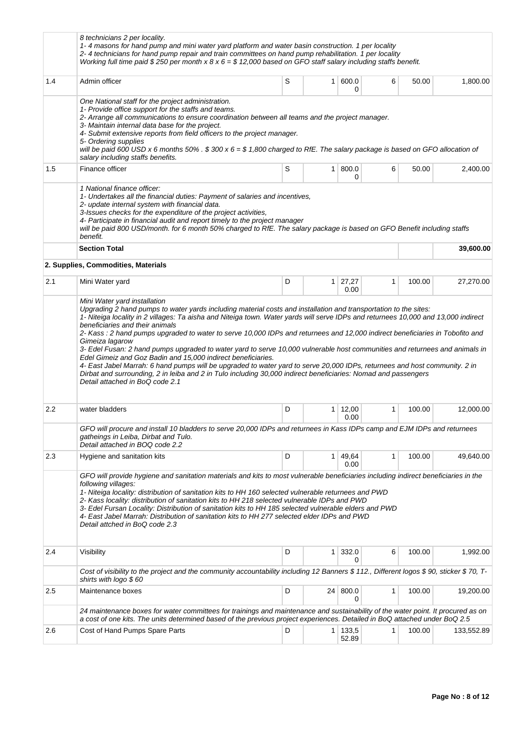| | | | | | | | |
|---|---|---|---|---|---|---|---|
| | *8 technicians 2 per locality.*<br>*1- 4 masons for hand pump and mini water yard platform and water basin construction. 1 per locality*<br>*2- 4 technicians for hand pump repair and train committees on hand pump rehabilitation. 1 per locality*<br>*Working full time paid $ 250 per month x 8 x 6 = $ 12,000 based on GFO staff salary including staffs benefit.* | | | | | | |
| 1.4 | Admin officer | S | 1 | 600.00 | 6 | 50.00 | 1,800.00 |
| | *One National staff for the project administration.*<br>*1- Provide office support for the staffs and teams.*<br>*2- Arrange all communications to ensure coordination between all teams and the project manager.*<br>*3- Maintain internal data base for the project.*<br>*4- Submit extensive reports from field officers to the project manager.*<br>*5- Ordering supplies*<br>*will be paid 600 USD x 6 months 50% . $ 300 x 6 = $ 1,800 charged to RfE. The salary package is based on GFO allocation of salary including staffs benefits.* | | | | | | |
| 1.5 | Finance officer | S | 1 | 800.00 | 6 | 50.00 | 2,400.00 |
| | *1 National finance officer:*<br>*1- Undertakes all the financial duties: Payment of salaries and incentives,*<br>*2- update internal system with financial data.*<br>*3-Issues checks for the expenditure of the project activities,*<br>*4- Participate in financial audit and report timely to the project manager*<br>*will be paid 800 USD/month. for 6 month 50% charged to RfE. The salary package is based on GFO Benefit including staffs benefit.* | | | | | | |
| | **Section Total** | | | | | | **39,600.00** |
| | **2. Supplies, Commodities, Materials** | | | | | | |
| 2.1 | Mini Water yard | D | 1 | 27,270.00 | 1 | 100.00 | 27,270.00 |
| | *Mini Water yard installation*<br>*Upgrading 2 hand pumps to water yards including material costs and installation and transportation to the sites:*<br>*1- Niteiga locality in 2 villages: Ta aisha and Niteiga town. Water yards will serve IDPs and returnees 10,000 and 13,000 indirect beneficiaries and their animals*<br>*2- Kass : 2 hand pumps upgraded to water to serve 10,000 IDPs and returnees and 12,000 indirect beneficiaries in Tobofito and Gimeiza lagarow*<br>*3- Edel Fusan: 2 hand pumps upgraded to water yard to serve 10,000 vulnerable host communities and returnees and animals in Edel Gimeiz and Goz Badin and 15,000 indirect beneficiaries.*<br>*4- East Jabel Marrah: 6 hand pumps will be upgraded to water yard to serve 20,000 IDPs, returnees and host community. 2 in Dirbat and surrounding, 2 in leiba and 2 in Tulo including 30,000 indirect beneficiaries: Nomad and passengers*<br>*Detail attached in BoQ code 2.1* | | | | | | |
| 2.2 | water bladders | D | 1 | 12,000.00 | 1 | 100.00 | 12,000.00 |
| | *GFO will procure and install 10 bladders to serve 20,000 IDPs and returnees in Kass IDPs camp and EJM IDPs and returnees gatheings in Leiba, Dirbat and Tulo.*<br>*Detail attached in BOQ code 2.2* | | | | | | |
| 2.3 | Hygiene and sanitation kits | D | 1 | 49,640.00 | 1 | 100.00 | 49,640.00 |
| | *GFO will provide hygiene and sanitation materials and kits to most vulnerable beneficiaries including indirect beneficiaries in the following villages:*<br>*1- Niteiga locality: distribution of sanitation kits to HH 160 selected vulnerable returnees and PWD*<br>*2- Kass locality: distribution of sanitation kits to HH 218 selected vulnerable IDPs and PWD*<br>*3- Edel Fursan Locality: Distribution of sanitation kits to HH 185 selected vulnerable elders and PWD*<br>*4- East Jabel Marrah: Distribution of sanitation kits to HH 277 selected elder IDPs and PWD*<br>*Detail attched in BoQ code 2.3* | | | | | | |
| 2.4 | Visibility | D | 1 | 332.00 | 6 | 100.00 | 1,992.00 |
| | *Cost of visibility to the project and the community accountability including 12 Banners $ 112., Different logos $ 90, sticker $ 70, T-shirts with logo $ 60* | | | | | | |
| 2.5 | Maintenance boxes | D | 24 | 800.00 | 1 | 100.00 | 19,200.00 |
| | *24 maintenance boxes for water committees for trainings and maintenance and sustainability of the water point. It procured as on a cost of one kits. The units determined based of the previous project experiences. Detailed in BoQ attached under BoQ 2.5* | | | | | | |
| 2.6 | Cost of Hand Pumps Spare Parts | D | 1 | 133,552.89 | 1 | 100.00 | 133,552.89 |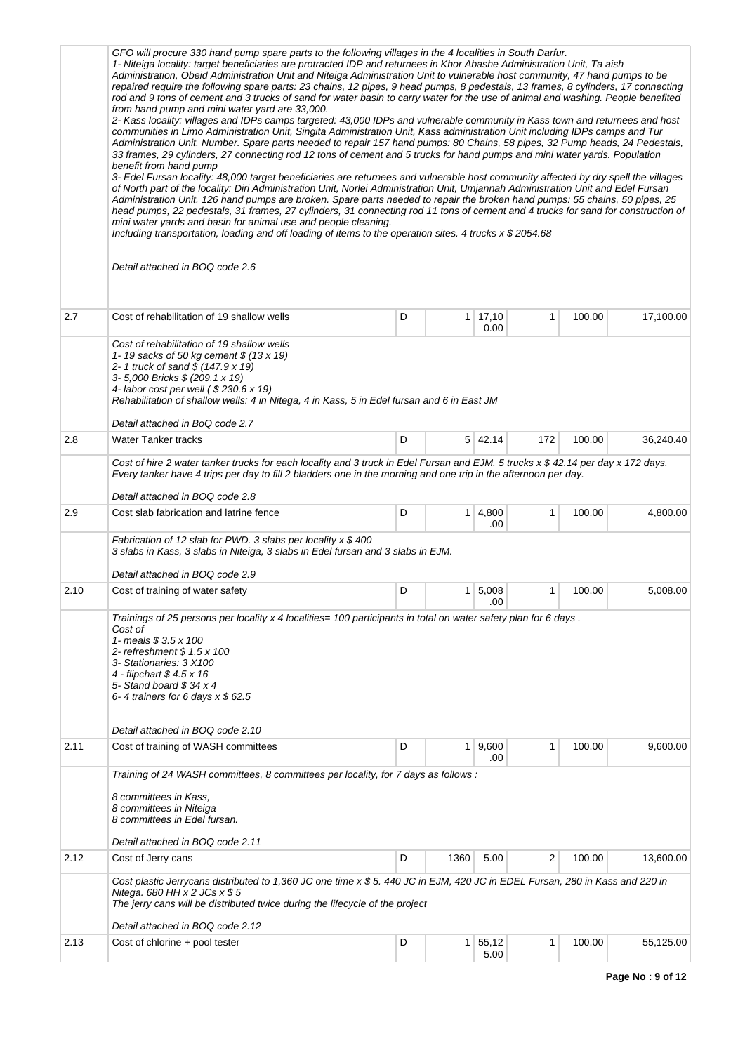| | | | | | | | |
|---|---|---|---|---|---|---|---|
| | *GFO will procure 330 hand pump spare parts to the following villages in the 4 localities in South Darfur.*<br>*1- Niteiga locality: target beneficiaries are protracted IDP and returnees in Khor Abashe Administration Unit, Ta aish Administration, Obeid Administration Unit and Niteiga Administration Unit to vulnerable host community, 47 hand pumps to be repaired require the following spare parts: 23 chains, 12 pipes, 9 head pumps, 8 pedestals, 13 frames, 8 cylinders, 17 connecting rod and 9 tons of cement and 3 trucks of sand for water basin to carry water for the use of animal and washing. People benefited from hand pump and mini water yard are 33,000.*<br>*2- Kass locality: villages and IDPs camps targeted: 43,000 IDPs and vulnerable community in Kass town and returnees and host communities in Limo Administration Unit, Singita Administration Unit, Kass administration Unit including IDPs camps and Tur Administration Unit. Number. Spare parts needed to repair 157 hand pumps: 80 Chains, 58 pipes, 32 Pump heads, 24 Pedestals, 33 frames, 29 cylinders, 27 connecting rod 12 tons of cement and 5 trucks for hand pumps and mini water yards. Population benefit from hand pump*<br>*3- Edel Fursan locality: 48,000 target beneficiaries are returnees and vulnerable host community affected by dry spell the villages of North part of the locality: Diri Administration Unit, Norlei Administration Unit, Umjannah Administration Unit and Edel Fursan Administration Unit. 126 hand pumps are broken. Spare parts needed to repair the broken hand pumps: 55 chains, 50 pipes, 25 head pumps, 22 pedestals, 31 frames, 27 cylinders, 31 connecting rod 11 tons of cement and 4 trucks for sand for construction of mini water yards and basin for animal use and people cleaning.*<br>*Including transportation, loading and off loading of items to the operation sites. 4 trucks x $ 2054.68*<br><br>*Detail attached in BOQ code 2.6* | | | | | | |
| 2.7 | Cost of rehabilitation of 19 shallow wells | D | 1 | 17,100.00 | 1 | 100.00 | 17,100.00 |
| | *Cost of rehabilitation of 19 shallow wells*<br>*1- 19 sacks of 50 kg cement $ (13 x 19)*<br>*2- 1 truck of sand $ (147.9 x 19)*<br>*3- 5,000 Bricks $ (209.1 x 19)*<br>*4- labor cost per well ( $ 230.6 x 19)*<br>*Rehabilitation of shallow wells: 4 in Nitega, 4 in Kass, 5 in Edel fursan and 6 in East JM*<br><br>*Detail attached in BoQ code 2.7* | | | | | | |
| 2.8 | Water Tanker tracks | D | 5 | 42.14 | 172 | 100.00 | 36,240.40 |
| | *Cost of hire 2 water tanker trucks for each locality and 3 truck in Edel Fursan and EJM. 5 trucks x $ 42.14 per day x 172 days. Every tanker have 4 trips per day to fill 2 bladders one in the morning and one trip in the afternoon per day.*<br><br>*Detail attached in BOQ code 2.8* | | | | | | |
| 2.9 | Cost slab fabrication and latrine fence | D | 1 | 4,800.00 | 1 | 100.00 | 4,800.00 |
| | *Fabrication of 12 slab for PWD. 3 slabs per locality x $ 400*<br>*3 slabs in Kass, 3 slabs in Niteiga, 3 slabs in Edel fursan and 3 slabs in EJM.*<br><br>*Detail attached in BOQ code 2.9* | | | | | | |
| 2.10 | Cost of training of water safety | D | 1 | 5,008.00 | 1 | 100.00 | 5,008.00 |
| | *Trainings of 25 persons per locality x 4 localities= 100 participants in total on water safety plan for 6 days .*<br>*Cost of*<br>*1- meals $ 3.5 x 100*<br>*2- refreshment $ 1.5 x 100*<br>*3- Stationaries: 3 X100*<br>*4 - flipchart $ 4.5 x 16*<br>*5- Stand board $ 34 x 4*<br>*6- 4 trainers for 6 days x $ 62.5*<br><br>*Detail attached in BOQ code 2.10* | | | | | | |
| 2.11 | Cost of training of WASH committees | D | 1 | 9,600.00 | 1 | 100.00 | 9,600.00 |
| | *Training of 24 WASH committees, 8 committees per locality, for 7 days as follows :*<br><br>*8 committees in Kass,*<br>*8 committees in Niteiga*<br>*8 committees in Edel fursan.*<br><br>*Detail attached in BOQ code 2.11* | | | | | | |
| 2.12 | Cost of Jerry cans | D | 1360 | 5.00 | 2 | 100.00 | 13,600.00 |
| | *Cost plastic Jerrycans distributed to 1,360 JC one time x $ 5. 440 JC in EJM, 420 JC in EDEL Fursan, 280 in Kass and 220 in Nitega. 680 HH x 2 JCs x $ 5*<br>*The jerry cans will be distributed twice during the lifecycle of the project*<br><br>*Detail attached in BOQ code 2.12* | | | | | | |
| 2.13 | Cost of chlorine + pool tester | D | 1 | 55,125.00 | 1 | 100.00 | 55,125.00 |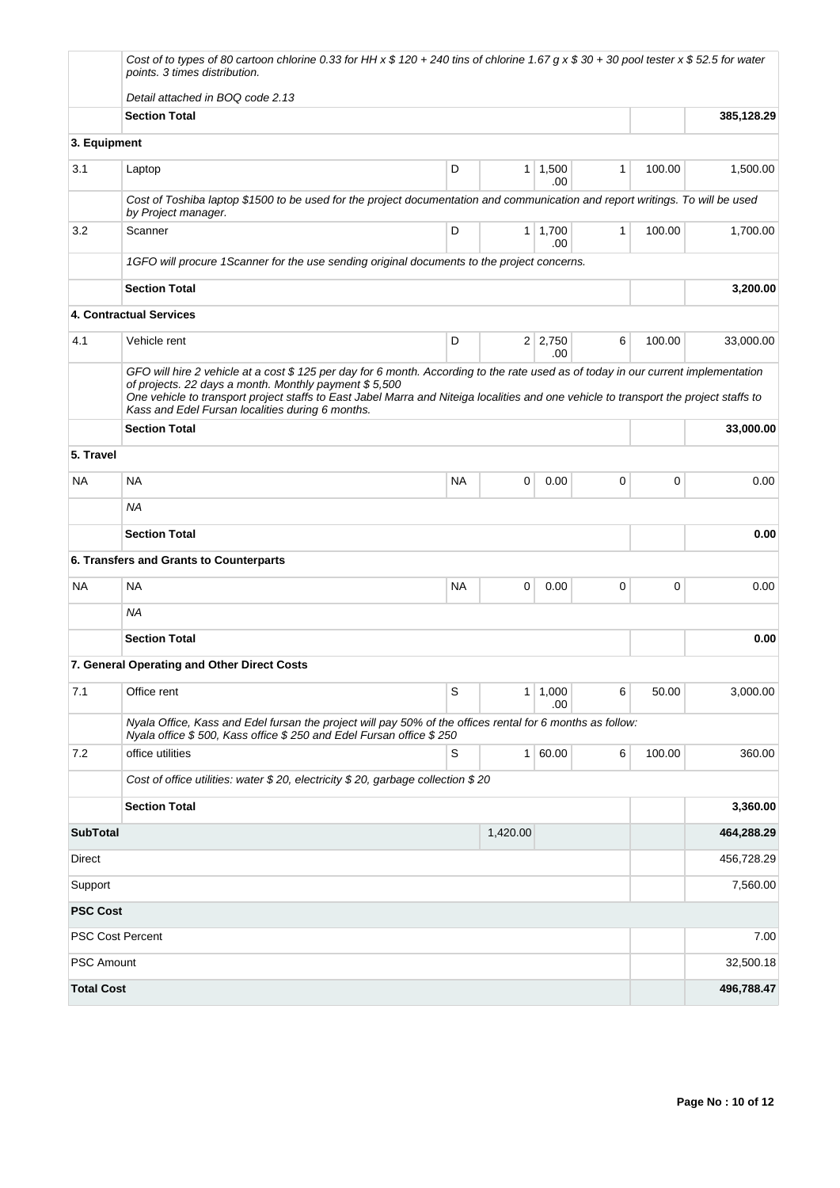| | | | | | | | |
|---|---|---|---|---|---|---|---|
| | *Cost of to types of 80 cartoon chlorine 0.33 for HH x $ 120 + 240 tins of chlorine 1.67 g x $ 30 + 30 pool tester x $ 52.5 for water points. 3 times distribution.*<br><br>*Detail attached in BOQ code 2.13* | | | | | | |
| | **Section Total** | | | | | | **385,128.29** |
| **3. Equipment** | | | | | | | |
| 3.1 | Laptop | D | 1 | 1,500.00 | 1 | 100.00 | 1,500.00 |
| | *Cost of Toshiba laptop $1500 to be used for the project documentation and communication and report writings. To will be used by Project manager.* | | | | | | |
| 3.2 | Scanner | D | 1 | 1,700.00 | 1 | 100.00 | 1,700.00 |
| | *1GFO will procure 1Scanner for the use sending original documents to the project concerns.* | | | | | | |
| | **Section Total** | | | | | | **3,200.00** |
| **4. Contractual Services** | | | | | | | |
| 4.1 | Vehicle rent | D | 2 | 2,750.00 | 6 | 100.00 | 33,000.00 |
| | *GFO will hire 2 vehicle at a cost $ 125 per day for 6 month. According to the rate used as of today in our current implementation of projects. 22 days a month. Monthly payment $ 5,500*<br>*One vehicle to transport project staffs to East Jabel Marra and Niteiga localities and one vehicle to transport the project staffs to Kass and Edel Fursan localities during 6 months.* | | | | | | |
| | **Section Total** | | | | | | **33,000.00** |
| **5. Travel** | | | | | | | |
| NA | NA | NA | 0 | 0.00 | 0 | 0 | 0.00 |
| | *NA* | | | | | | |
| | **Section Total** | | | | | | **0.00** |
| **6. Transfers and Grants to Counterparts** | | | | | | | |
| NA | NA | NA | 0 | 0.00 | 0 | 0 | 0.00 |
| | *NA* | | | | | | |
| | **Section Total** | | | | | | **0.00** |
| **7. General Operating and Other Direct Costs** | | | | | | | |
| 7.1 | Office rent | S | 1 | 1,000.00 | 6 | 50.00 | 3,000.00 |
| | *Nyala Office, Kass and Edel fursan the project will pay 50% of the offices rental for 6 months as follow: Nyala office $ 500, Kass office $ 250 and Edel Fursan office $ 250* | | | | | | |
| 7.2 | office utilities | S | 1 | 60.00 | 6 | 100.00 | 360.00 |
| | *Cost of office utilities: water $ 20, electricity $ 20, garbage collection $ 20* | | | | | | |
| | **Section Total** | | | | | | **3,360.00** |
| **SubTotal** | | | 1,420.00 | | | | **464,288.29** |
| Direct | | | | | | | 456,728.29 |
| Support | | | | | | | 7,560.00 |
| **PSC Cost** | | | | | | | |
| PSC Cost Percent | | | | | | | 7.00 |
| PSC Amount | | | | | | | 32,500.18 |
| **Total Cost** | | | | | | | **496,788.47** |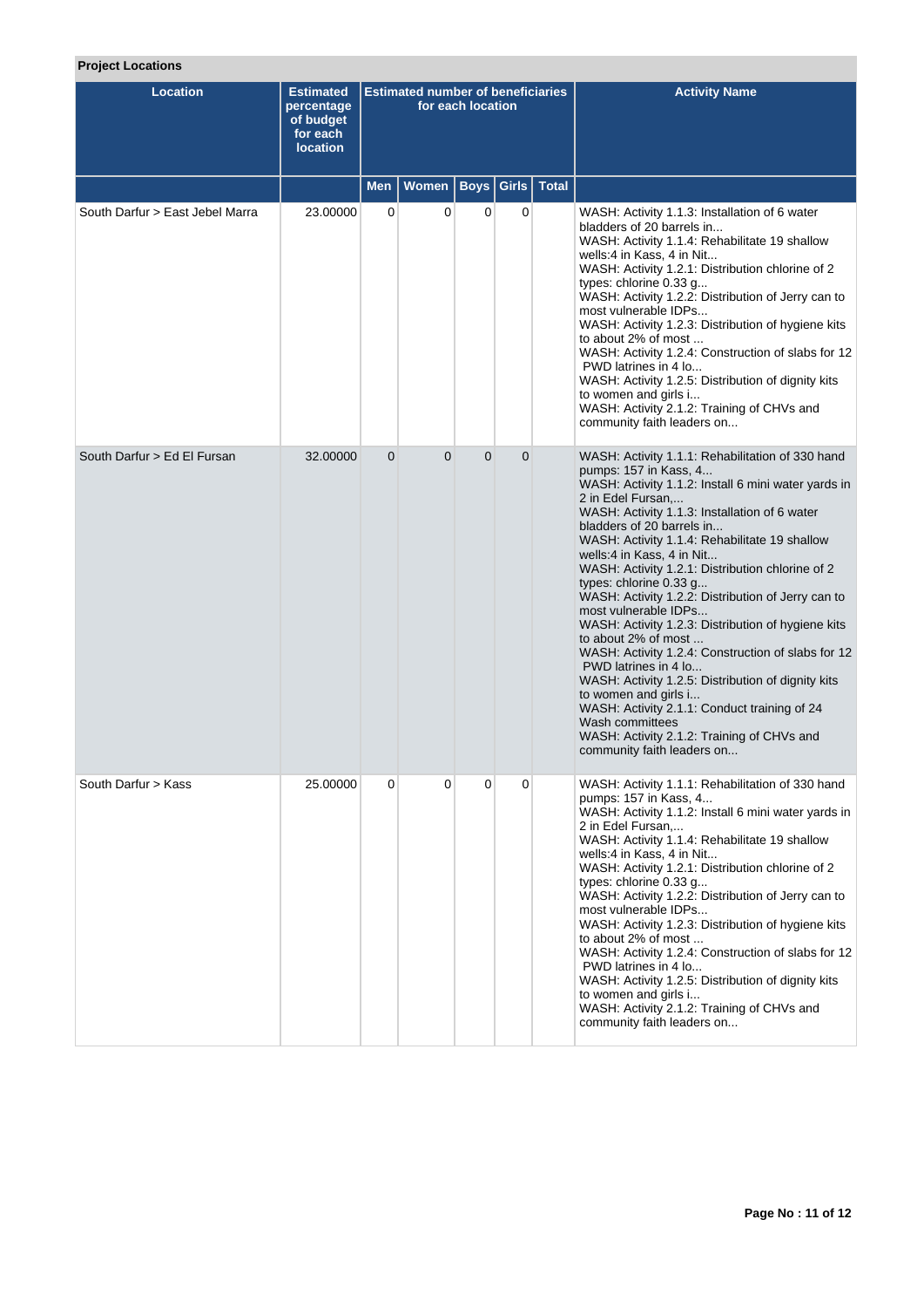**Project Locations**

| Location | Estimated percentage of budget for each location | Estimated number of beneficiaries for each location | | | | | Activity Name |
|---|---|---|---|---|---|---|---|
| | | Men | Women | Boys | Girls | Total | |
| South Darfur > East Jebel Marra | 23.00000 | 0 | 0 | 0 | 0 | | WASH: Activity 1.1.3: Installation of 6 water bladders of 20 barrels in...<br>WASH: Activity 1.1.4: Rehabilitate 19 shallow wells:4 in Kass, 4 in Nit...<br>WASH: Activity 1.2.1: Distribution chlorine of 2 types: chlorine 0.33 g...<br>WASH: Activity 1.2.2: Distribution of Jerry can to most vulnerable IDPs...<br>WASH: Activity 1.2.3: Distribution of hygiene kits to about 2% of most ...<br>WASH: Activity 1.2.4: Construction of slabs for 12 PWD latrines in 4 lo...<br>WASH: Activity 1.2.5: Distribution of dignity kits to women and girls i...<br>WASH: Activity 2.1.2: Training of CHVs and community faith leaders on... |
| South Darfur > Ed El Fursan | 32.00000 | 0 | 0 | 0 | 0 | | WASH: Activity 1.1.1: Rehabilitation of 330 hand pumps: 157 in Kass, 4...<br>WASH: Activity 1.1.2: Install 6 mini water yards in 2 in Edel Fursan,...<br>WASH: Activity 1.1.3: Installation of 6 water bladders of 20 barrels in...<br>WASH: Activity 1.1.4: Rehabilitate 19 shallow wells:4 in Kass, 4 in Nit...<br>WASH: Activity 1.2.1: Distribution chlorine of 2 types: chlorine 0.33 g...<br>WASH: Activity 1.2.2: Distribution of Jerry can to most vulnerable IDPs...<br>WASH: Activity 1.2.3: Distribution of hygiene kits to about 2% of most ...<br>WASH: Activity 1.2.4: Construction of slabs for 12 PWD latrines in 4 lo...<br>WASH: Activity 1.2.5: Distribution of dignity kits to women and girls i...<br>WASH: Activity 2.1.1: Conduct training of 24 Wash committees<br>WASH: Activity 2.1.2: Training of CHVs and community faith leaders on... |
| South Darfur > Kass | 25.00000 | 0 | 0 | 0 | 0 | | WASH: Activity 1.1.1: Rehabilitation of 330 hand pumps: 157 in Kass, 4...<br>WASH: Activity 1.1.2: Install 6 mini water yards in 2 in Edel Fursan,...<br>WASH: Activity 1.1.4: Rehabilitate 19 shallow wells:4 in Kass, 4 in Nit...<br>WASH: Activity 1.2.1: Distribution chlorine of 2 types: chlorine 0.33 g...<br>WASH: Activity 1.2.2: Distribution of Jerry can to most vulnerable IDPs...<br>WASH: Activity 1.2.3: Distribution of hygiene kits to about 2% of most ...<br>WASH: Activity 1.2.4: Construction of slabs for 12 PWD latrines in 4 lo...<br>WASH: Activity 1.2.5: Distribution of dignity kits to women and girls i...<br>WASH: Activity 2.1.2: Training of CHVs and community faith leaders on... |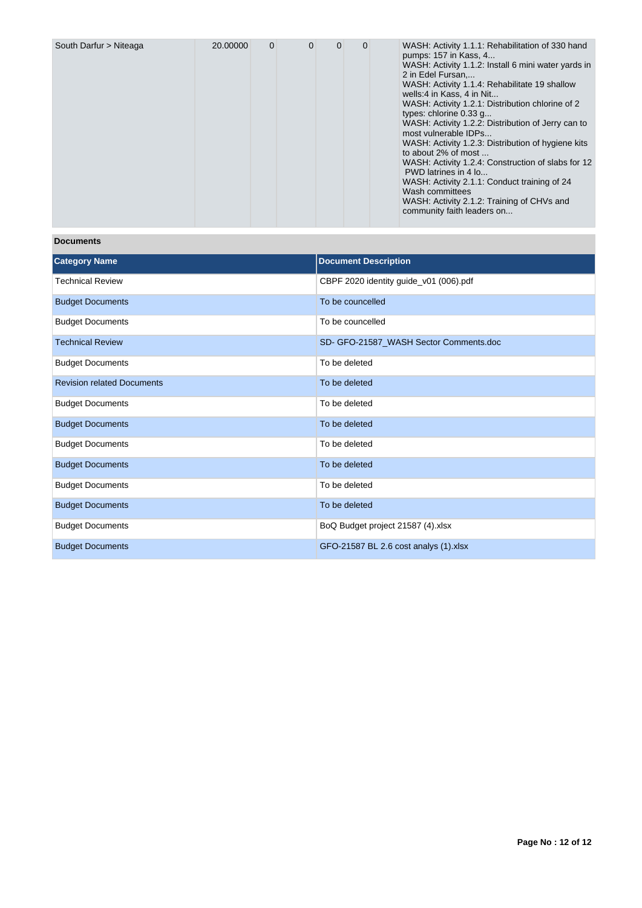| | | | | | | | |
|---|---|---|---|---|---|---|---|
| South Darfur > Niteaga | 20.00000 | 0 | 0 | 0 | 0 | | WASH: Activity 1.1.1: Rehabilitation of 330 hand pumps: 157 in Kass, 4...<br>WASH: Activity 1.1.2: Install 6 mini water yards in 2 in Edel Fursan,...<br>WASH: Activity 1.1.4: Rehabilitate 19 shallow wells:4 in Kass, 4 in Nit...<br>WASH: Activity 1.2.1: Distribution chlorine of 2 types: chlorine 0.33 g...<br>WASH: Activity 1.2.2: Distribution of Jerry can to most vulnerable IDPs...<br>WASH: Activity 1.2.3: Distribution of hygiene kits to about 2% of most ...<br>WASH: Activity 1.2.4: Construction of slabs for 12 PWD latrines in 4 lo...<br>WASH: Activity 2.1.1: Conduct training of 24 Wash committees<br>WASH: Activity 2.1.2: Training of CHVs and community faith leaders on... |

**Documents**

| Category Name | Document Description |
|---|---|
| Technical Review | CBPF 2020 identity guide_v01 (006).pdf |
| Budget Documents | To be councelled |
| Budget Documents | To be councelled |
| Technical Review | SD- GFO-21587_WASH Sector Comments.doc |
| Budget Documents | To be deleted |
| Revision related Documents | To be deleted |
| Budget Documents | To be deleted |
| Budget Documents | To be deleted |
| Budget Documents | To be deleted |
| Budget Documents | To be deleted |
| Budget Documents | To be deleted |
| Budget Documents | To be deleted |
| Budget Documents | BoQ Budget project 21587 (4).xlsx |
| Budget Documents | GFO-21587 BL 2.6 cost analys (1).xlsx |